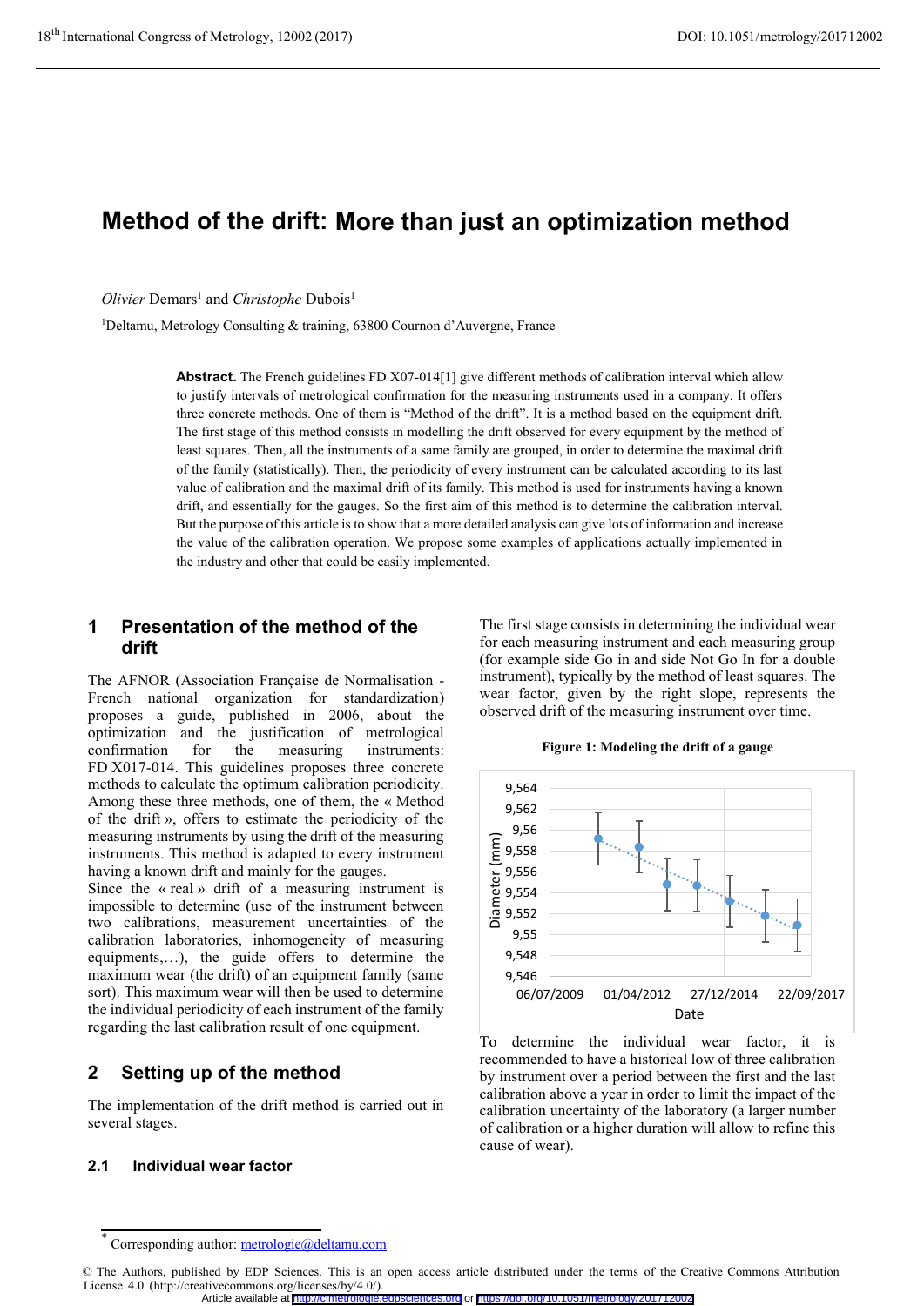# Method of the drift: More than just an optimization method

*Olivier* Demars[1] and *Christophe* Dubois[1]

[1]Deltamu, Metrology Consulting & training, 63800 Cournon d'Auvergne, France

**Abstract.** The French guidelines FD X07-014[1] give different methods of calibration interval which allow to justify intervals of metrological confirmation for the measuring instruments used in a company. It offers three concrete methods. One of them is "Method of the drift". It is a method based on the equipment drift. The first stage of this method consists in modelling the drift observed for every equipment by the method of least squares. Then, all the instruments of a same family are grouped, in order to determine the maximal drift of the family (statistically). Then, the periodicity of every instrument can be calculated according to its last value of calibration and the maximal drift of its family. This method is used for instruments having a known drift, and essentially for the gauges. So the first aim of this method is to determine the calibration interval. But the purpose of this article is to show that a more detailed analysis can give lots of information and increase the value of the calibration operation. We propose some examples of applications actually implemented in the industry and other that could be easily implemented.

## 1 Presentation of the method of the drift

The AFNOR (Association Française de Normalisation - French national organization for standardization) proposes a guide, published in 2006, about the optimization and the justification of metrological confirmation for the measuring instruments: FD X017-014. This guidelines proposes three concrete methods to calculate the optimum calibration periodicity. Among these three methods, one of them, the « Method of the drift », offers to estimate the periodicity of the measuring instruments by using the drift of the measuring instruments. This method is adapted to every instrument having a known drift and mainly for the gauges.

Since the « real » drift of a measuring instrument is impossible to determine (use of the instrument between two calibrations, measurement uncertainties of the calibration laboratories, inhomogeneity of measuring equipments,…), the guide offers to determine the maximum wear (the drift) of an equipment family (same sort). This maximum wear will then be used to determine the individual periodicity of each instrument of the family regarding the last calibration result of one equipment.

## 2 Setting up of the method

The implementation of the drift method is carried out in several stages.

### 2.1 Individual wear factor

The first stage consists in determining the individual wear for each measuring instrument and each measuring group (for example side Go in and side Not Go In for a double instrument), typically by the method of least squares. The wear factor, given by the right slope, represents the observed drift of the measuring instrument over time.

**Figure 1: Modeling the drift of a gauge**

To determine the individual wear factor, it is recommended to have a historical low of three calibration by instrument over a period between the first and the last calibration above a year in order to limit the impact of the calibration uncertainty of the laboratory (a larger number of calibration or a higher duration will allow to refine this cause of wear).

* Corresponding author: metrologie@deltamu.com

© The Authors, published by EDP Sciences. This is an open access article distributed under the terms of the Creative Commons Attribution License 4.0 (http://creativecommons.org/licenses/by/4.0/).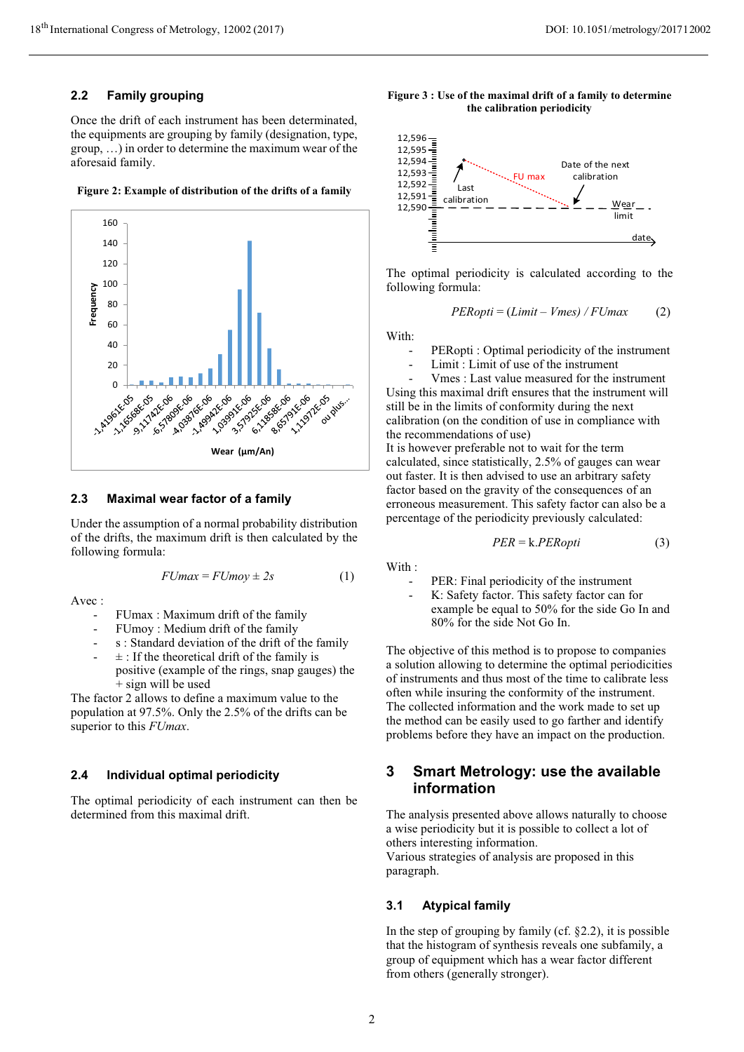### 2.2 Family grouping

Once the drift of each instrument has been determinated, the equipments are grouping by family (designation, type, group, …) in order to determine the maximum wear of the aforesaid family.

**Figure 2: Example of distribution of the drifts of a family**

### 2.3 Maximal wear factor of a family

Under the assumption of a normal probability distribution of the drifts, the maximum drift is then calculated by the following formula:

$$FUmax = FUmoy \pm 2s \qquad (1)$$

Avec :

- FUmax : Maximum drift of the family
- FUmoy : Medium drift of the family
- s : Standard deviation of the drift of the family
- ± : If the theoretical drift of the family is positive (example of the rings, snap gauges) the + sign will be used

The factor 2 allows to define a maximum value to the population at 97.5%. Only the 2.5% of the drifts can be superior to this *FUmax*.

### 2.4 Individual optimal periodicity

The optimal periodicity of each instrument can then be determined from this maximal drift.

**Figure 3 : Use of the maximal drift of a family to determine the calibration periodicity**

The optimal periodicity is calculated according to the following formula:

$$PERopti = (Limit - Vmes) / FUmax \qquad (2)$$

With:

- PERopti : Optimal periodicity of the instrument
- Limit : Limit of use of the instrument
- Vmes : Last value measured for the instrument

Using this maximal drift ensures that the instrument will still be in the limits of conformity during the next calibration (on the condition of use in compliance with the recommendations of use)

It is however preferable not to wait for the term calculated, since statistically, 2.5% of gauges can wear out faster. It is then advised to use an arbitrary safety factor based on the gravity of the consequences of an erroneous measurement. This safety factor can also be a percentage of the periodicity previously calculated:

$$PER = k.PERopti \qquad (3)$$

With :

- PER: Final periodicity of the instrument
- K: Safety factor. This safety factor can for example be equal to 50% for the side Go In and 80% for the side Not Go In.

The objective of this method is to propose to companies a solution allowing to determine the optimal periodicities of instruments and thus most of the time to calibrate less often while insuring the conformity of the instrument. The collected information and the work made to set up the method can be easily used to go farther and identify problems before they have an impact on the production.

## 3 Smart Metrology: use the available information

The analysis presented above allows naturally to choose a wise periodicity but it is possible to collect a lot of others interesting information.

Various strategies of analysis are proposed in this paragraph.

### 3.1 Atypical family

In the step of grouping by family (cf. §2.2), it is possible that the histogram of synthesis reveals one subfamily, a group of equipment which has a wear factor different from others (generally stronger).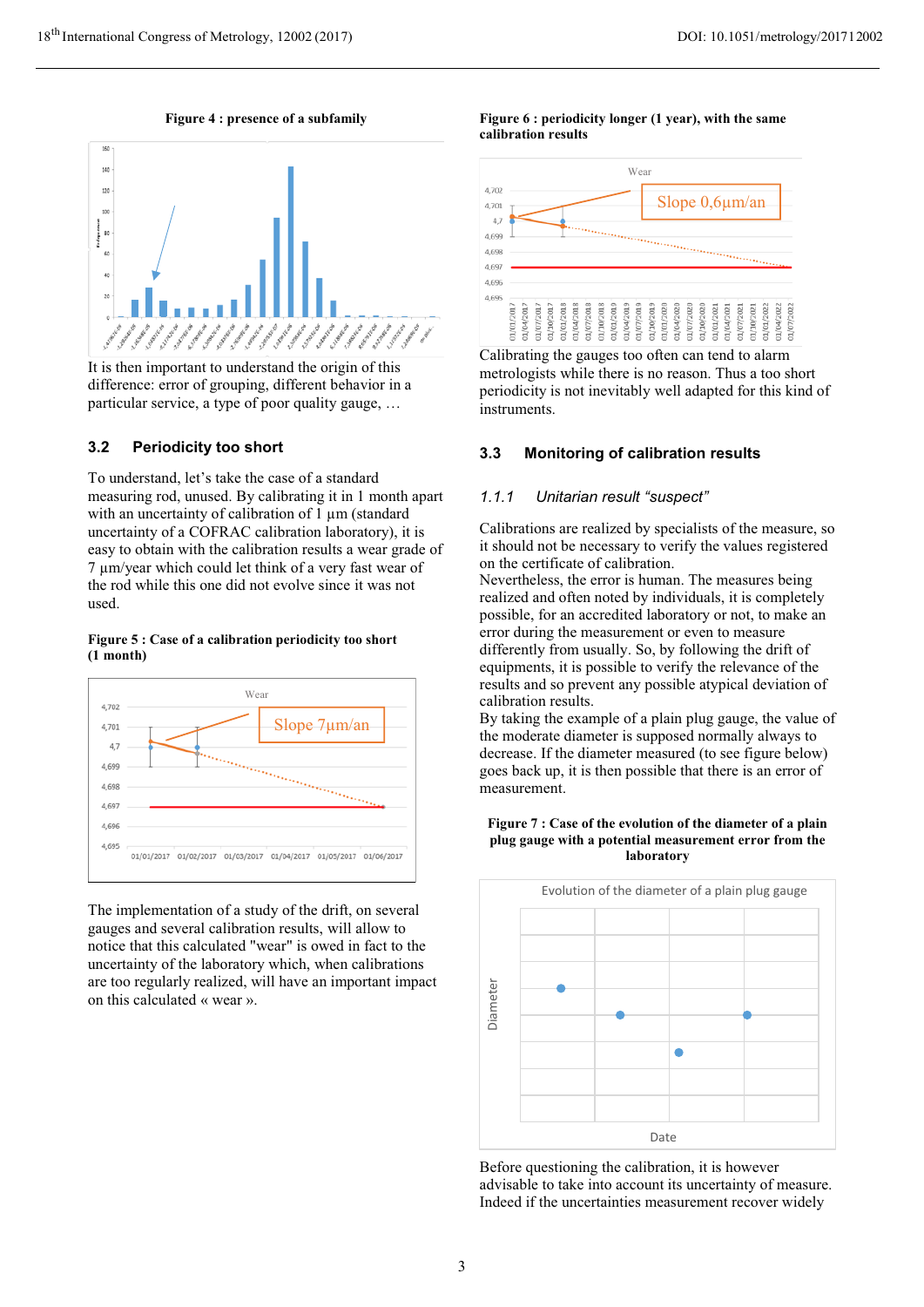**Figure 4 : presence of a subfamily**

It is then important to understand the origin of this difference: error of grouping, different behavior in a particular service, a type of poor quality gauge, …

### 3.2 Periodicity too short

To understand, let's take the case of a standard measuring rod, unused. By calibrating it in 1 month apart with an uncertainty of calibration of 1 µm (standard uncertainty of a COFRAC calibration laboratory), it is easy to obtain with the calibration results a wear grade of 7 µm/year which could let think of a very fast wear of the rod while this one did not evolve since it was not used.

**Figure 5 : Case of a calibration periodicity too short (1 month)**

The implementation of a study of the drift, on several gauges and several calibration results, will allow to notice that this calculated "wear" is owed in fact to the uncertainty of the laboratory which, when calibrations are too regularly realized, will have an important impact on this calculated « wear ».

**Figure 6 : periodicity longer (1 year), with the same calibration results**

Calibrating the gauges too often can tend to alarm metrologists while there is no reason. Thus a too short periodicity is not inevitably well adapted for this kind of instruments.

### 3.3 Monitoring of calibration results

#### *1.1.1 Unitarian result "suspect"*

Calibrations are realized by specialists of the measure, so it should not be necessary to verify the values registered on the certificate of calibration.

Nevertheless, the error is human. The measures being realized and often noted by individuals, it is completely possible, for an accredited laboratory or not, to make an error during the measurement or even to measure differently from usually. So, by following the drift of equipments, it is possible to verify the relevance of the results and so prevent any possible atypical deviation of calibration results.

By taking the example of a plain plug gauge, the value of the moderate diameter is supposed normally always to decrease. If the diameter measured (to see figure below) goes back up, it is then possible that there is an error of measurement.

**Figure 7 : Case of the evolution of the diameter of a plain plug gauge with a potential measurement error from the laboratory**

Before questioning the calibration, it is however advisable to take into account its uncertainty of measure. Indeed if the uncertainties measurement recover widely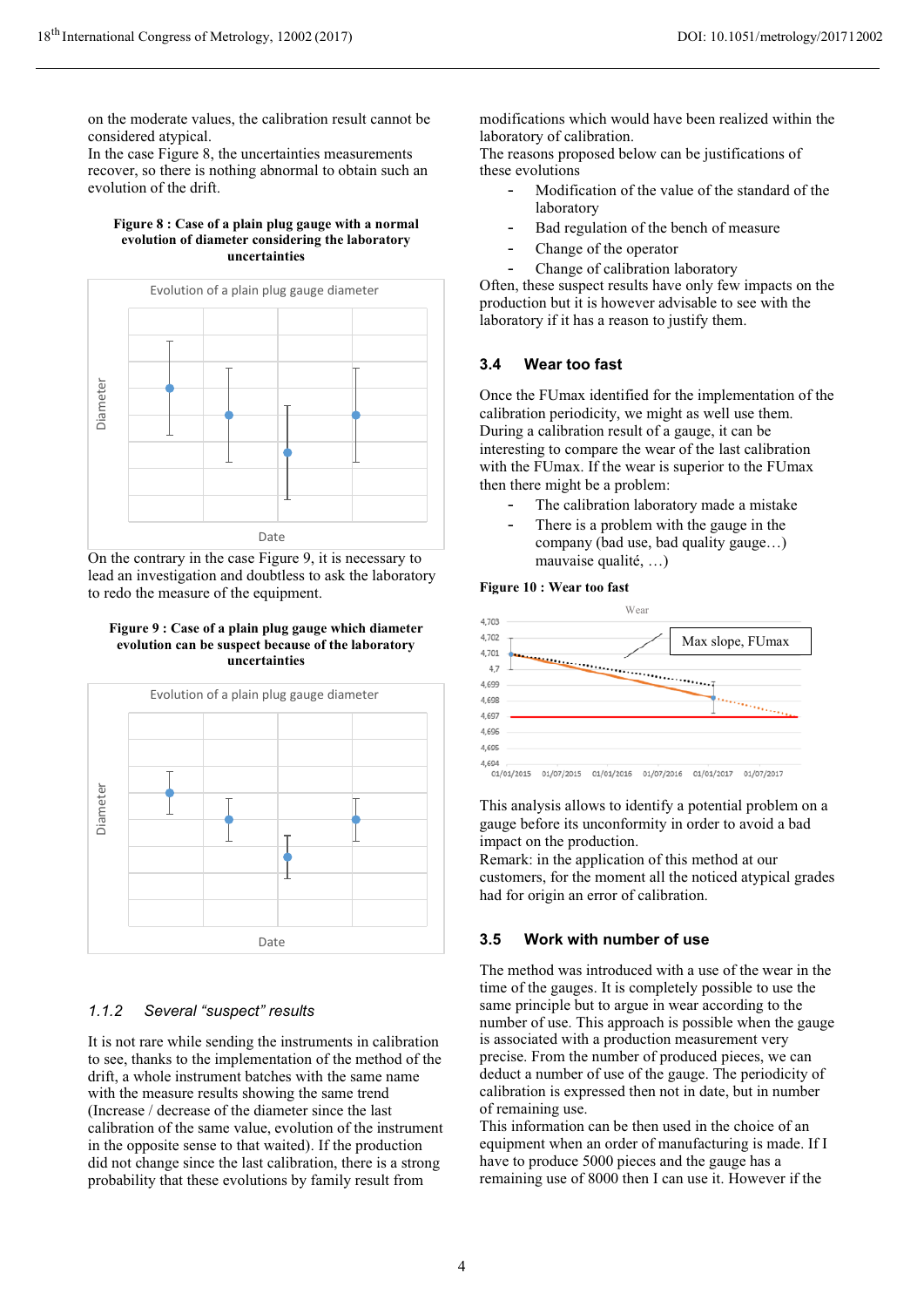on the moderate values, the calibration result cannot be considered atypical.

In the case Figure 8, the uncertainties measurements recover, so there is nothing abnormal to obtain such an evolution of the drift.

**Figure 8 : Case of a plain plug gauge with a normal evolution of diameter considering the laboratory uncertainties**

On the contrary in the case Figure 9, it is necessary to lead an investigation and doubtless to ask the laboratory to redo the measure of the equipment.

**Figure 9 : Case of a plain plug gauge which diameter evolution can be suspect because of the laboratory uncertainties**

### *1.1.2 Several "suspect" results*

It is not rare while sending the instruments in calibration to see, thanks to the implementation of the method of the drift, a whole instrument batches with the same name with the measure results showing the same trend (Increase / decrease of the diameter since the last calibration of the same value, evolution of the instrument in the opposite sense to that waited). If the production did not change since the last calibration, there is a strong probability that these evolutions by family result from modifications which would have been realized within the laboratory of calibration.

The reasons proposed below can be justifications of these evolutions

- Modification of the value of the standard of the laboratory
- Bad regulation of the bench of measure
- Change of the operator
- Change of calibration laboratory

Often, these suspect results have only few impacts on the production but it is however advisable to see with the laboratory if it has a reason to justify them.

## 3.4 Wear too fast

Once the FUmax identified for the implementation of the calibration periodicity, we might as well use them. During a calibration result of a gauge, it can be interesting to compare the wear of the last calibration with the FUmax. If the wear is superior to the FUmax then there might be a problem:

- The calibration laboratory made a mistake
- There is a problem with the gauge in the company (bad use, bad quality gauge…) mauvaise qualité, …)

**Figure 10 : Wear too fast**

This analysis allows to identify a potential problem on a gauge before its unconformity in order to avoid a bad impact on the production.

Remark: in the application of this method at our customers, for the moment all the noticed atypical grades had for origin an error of calibration.

## 3.5 Work with number of use

The method was introduced with a use of the wear in the time of the gauges. It is completely possible to use the same principle but to argue in wear according to the number of use. This approach is possible when the gauge is associated with a production measurement very precise. From the number of produced pieces, we can deduct a number of use of the gauge. The periodicity of calibration is expressed then not in date, but in number of remaining use.

This information can be then used in the choice of an equipment when an order of manufacturing is made. If I have to produce 5000 pieces and the gauge has a remaining use of 8000 then I can use it. However if the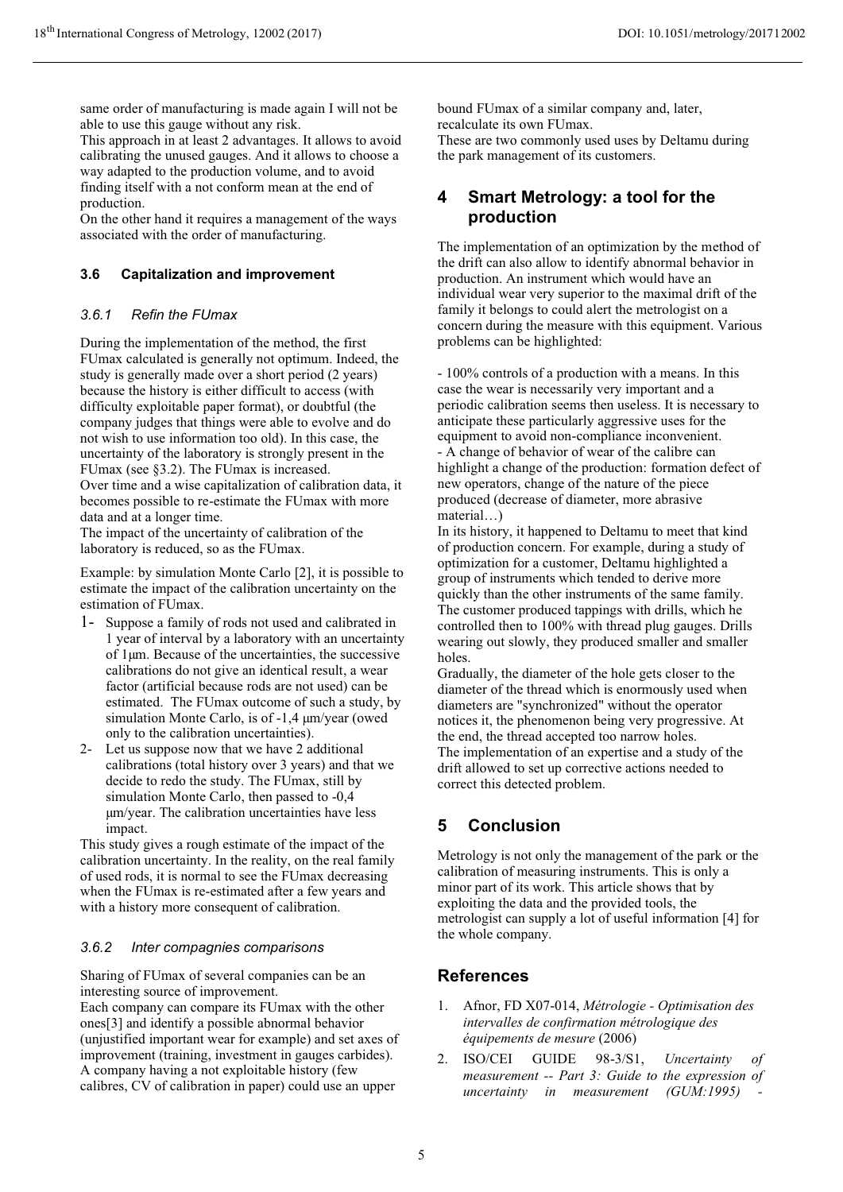same order of manufacturing is made again I will not be able to use this gauge without any risk.
This approach in at least 2 advantages. It allows to avoid calibrating the unused gauges. And it allows to choose a way adapted to the production volume, and to avoid finding itself with a not conform mean at the end of production.
On the other hand it requires a management of the ways associated with the order of manufacturing.

### 3.6 Capitalization and improvement

#### *3.6.1 Refin the FUmax*

During the implementation of the method, the first FUmax calculated is generally not optimum. Indeed, the study is generally made over a short period (2 years) because the history is either difficult to access (with difficulty exploitable paper format), or doubtful (the company judges that things were able to evolve and do not wish to use information too old). In this case, the uncertainty of the laboratory is strongly present in the FUmax (see §3.2). The FUmax is increased.
Over time and a wise capitalization of calibration data, it becomes possible to re-estimate the FUmax with more data and at a longer time.
The impact of the uncertainty of calibration of the laboratory is reduced, so as the FUmax.

Example: by simulation Monte Carlo [2], it is possible to estimate the impact of the calibration uncertainty on the estimation of FUmax.

1- Suppose a family of rods not used and calibrated in 1 year of interval by a laboratory with an uncertainty of 1µm. Because of the uncertainties, the successive calibrations do not give an identical result, a wear factor (artificial because rods are not used) can be estimated. The FUmax outcome of such a study, by simulation Monte Carlo, is of -1,4 µm/year (owed only to the calibration uncertainties).
2- Let us suppose now that we have 2 additional calibrations (total history over 3 years) and that we decide to redo the study. The FUmax, still by simulation Monte Carlo, then passed to -0,4 µm/year. The calibration uncertainties have less impact.

This study gives a rough estimate of the impact of the calibration uncertainty. In the reality, on the real family of used rods, it is normal to see the FUmax decreasing when the FUmax is re-estimated after a few years and with a history more consequent of calibration.

#### *3.6.2 Inter compagnies comparisons*

Sharing of FUmax of several companies can be an interesting source of improvement.
Each company can compare its FUmax with the other ones[3] and identify a possible abnormal behavior (unjustified important wear for example) and set axes of improvement (training, investment in gauges carbides). A company having a not exploitable history (few calibres, CV of calibration in paper) could use an upper bound FUmax of a similar company and, later, recalculate its own FUmax.
These are two commonly used uses by Deltamu during the park management of its customers.

## 4 Smart Metrology: a tool for the production

The implementation of an optimization by the method of the drift can also allow to identify abnormal behavior in production. An instrument which would have an individual wear very superior to the maximal drift of the family it belongs to could alert the metrologist on a concern during the measure with this equipment. Various problems can be highlighted:

- 100% controls of a production with a means. In this case the wear is necessarily very important and a periodic calibration seems then useless. It is necessary to anticipate these particularly aggressive uses for the equipment to avoid non-compliance inconvenient.
- A change of behavior of wear of the calibre can highlight a change of the production: formation defect of new operators, change of the nature of the piece produced (decrease of diameter, more abrasive material…)

In its history, it happened to Deltamu to meet that kind of production concern. For example, during a study of optimization for a customer, Deltamu highlighted a group of instruments which tended to derive more quickly than the other instruments of the same family. The customer produced tappings with drills, which he controlled then to 100% with thread plug gauges. Drills wearing out slowly, they produced smaller and smaller holes.
Gradually, the diameter of the hole gets closer to the diameter of the thread which is enormously used when diameters are "synchronized" without the operator notices it, the phenomenon being very progressive. At the end, the thread accepted too narrow holes.
The implementation of an expertise and a study of the drift allowed to set up corrective actions needed to correct this detected problem.

## 5 Conclusion

Metrology is not only the management of the park or the calibration of measuring instruments. This is only a minor part of its work. This article shows that by exploiting the data and the provided tools, the metrologist can supply a lot of useful information [4] for the whole company.

## References

1. Afnor, FD X07-014, *Métrologie - Optimisation des intervalles de confirmation métrologique des équipements de mesure* (2006)
2. ISO/CEI GUIDE 98-3/S1, *Uncertainty of measurement -- Part 3: Guide to the expression of uncertainty in measurement (GUM:1995) -*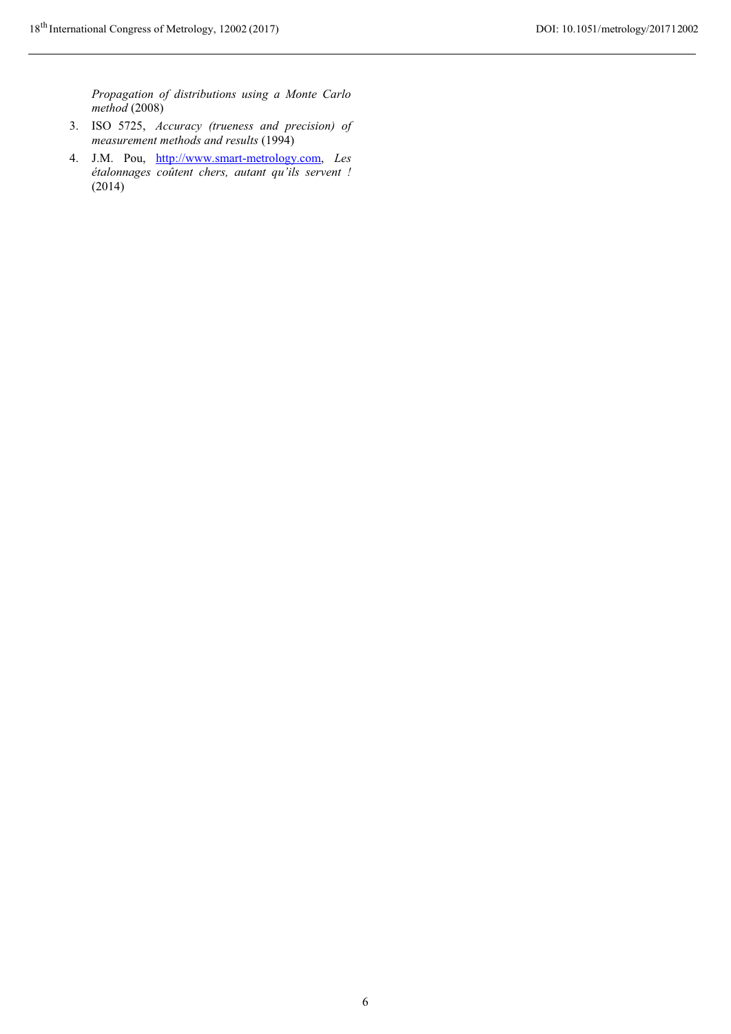*Propagation of distributions using a Monte Carlo method* (2008)

3. ISO 5725, *Accuracy (trueness and precision) of measurement methods and results* (1994)
4. J.M. Pou, http://www.smart-metrology.com, *Les étalonnages coûtent chers, autant qu'ils servent !* (2014)